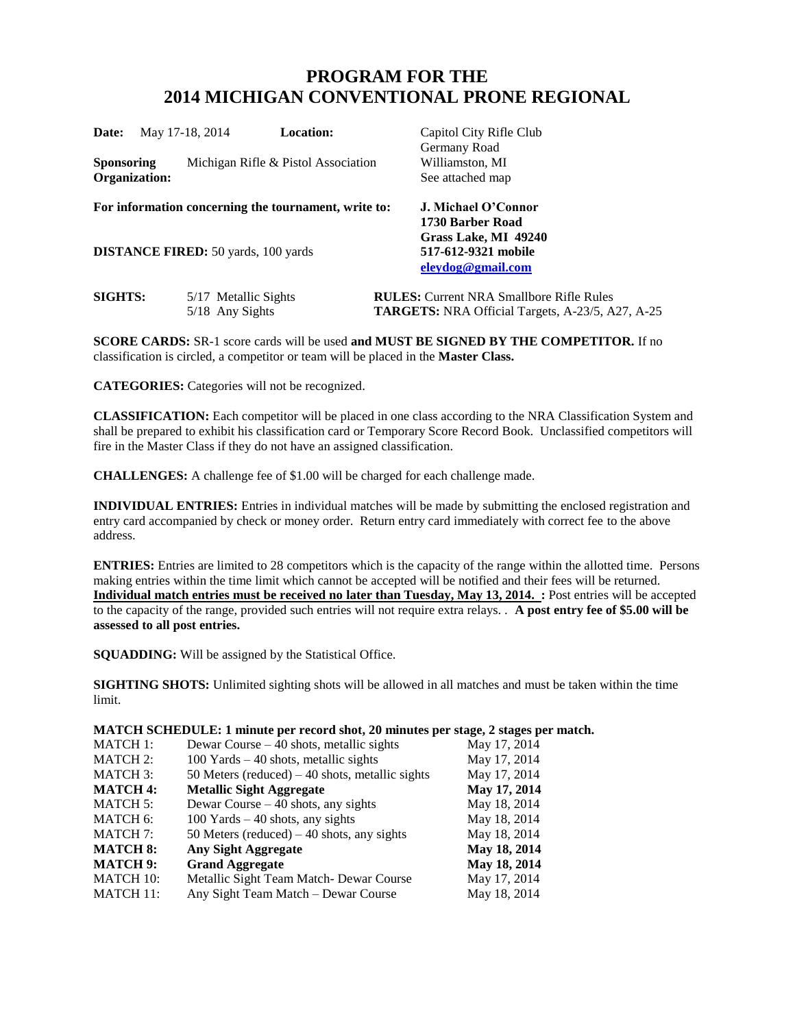# PROGRAM FOR THE 2014 MICHIGAN CONVENTIONAL PRONE REGIONAL

**Date:** May 17-18, 2014

**Location:** Capitol City Rifle Club, Germany Road, Williamston, MI. See attached map

**Sponsoring Organization:** Michigan Rifle & Pistol Association

**For information concerning the tournament, write to:**
**J. Michael O'Connor**
**1730 Barber Road**
**Grass Lake, MI 49240**
**517-612-9321 mobile**
**eleydog@gmail.com**

**DISTANCE FIRED:** 50 yards, 100 yards

**SIGHTS:** 5/17 Metallic Sights
5/18 Any Sights

**RULES:** Current NRA Smallbore Rifle Rules
**TARGETS:** NRA Official Targets, A-23/5, A27, A-25

**SCORE CARDS:** SR-1 score cards will be used **and MUST BE SIGNED BY THE COMPETITOR.** If no classification is circled, a competitor or team will be placed in the **Master Class.**

**CATEGORIES:** Categories will not be recognized.

**CLASSIFICATION:** Each competitor will be placed in one class according to the NRA Classification System and shall be prepared to exhibit his classification card or Temporary Score Record Book. Unclassified competitors will fire in the Master Class if they do not have an assigned classification.

**CHALLENGES:** A challenge fee of $1.00 will be charged for each challenge made.

**INDIVIDUAL ENTRIES:** Entries in individual matches will be made by submitting the enclosed registration and entry card accompanied by check or money order. Return entry card immediately with correct fee to the above address.

**ENTRIES:** Entries are limited to 28 competitors which is the capacity of the range within the allotted time. Persons making entries within the time limit which cannot be accepted will be notified and their fees will be returned. **Individual match entries must be received no later than Tuesday, May 13, 2014. :** Post entries will be accepted to the capacity of the range, provided such entries will not require extra relays. . **A post entry fee of $5.00 will be assessed to all post entries.**

**SQUADDING:** Will be assigned by the Statistical Office.

**SIGHTING SHOTS:** Unlimited sighting shots will be allowed in all matches and must be taken within the time limit.

**MATCH SCHEDULE: 1 minute per record shot, 20 minutes per stage, 2 stages per match.**

| | | |
|---|---|---|
| MATCH 1: | Dewar Course – 40 shots, metallic sights | May 17, 2014 |
| MATCH 2: | 100 Yards – 40 shots, metallic sights | May 17, 2014 |
| MATCH 3: | 50 Meters (reduced) – 40 shots, metallic sights | May 17, 2014 |
| **MATCH 4:** | **Metallic Sight Aggregate** | **May 17, 2014** |
| MATCH 5: | Dewar Course – 40 shots, any sights | May 18, 2014 |
| MATCH 6: | 100 Yards – 40 shots, any sights | May 18, 2014 |
| MATCH 7: | 50 Meters (reduced) – 40 shots, any sights | May 18, 2014 |
| **MATCH 8:** | **Any Sight Aggregate** | **May 18, 2014** |
| **MATCH 9:** | **Grand Aggregate** | **May 18, 2014** |
| MATCH 10: | Metallic Sight Team Match- Dewar Course | May 17, 2014 |
| MATCH 11: | Any Sight Team Match – Dewar Course | May 18, 2014 |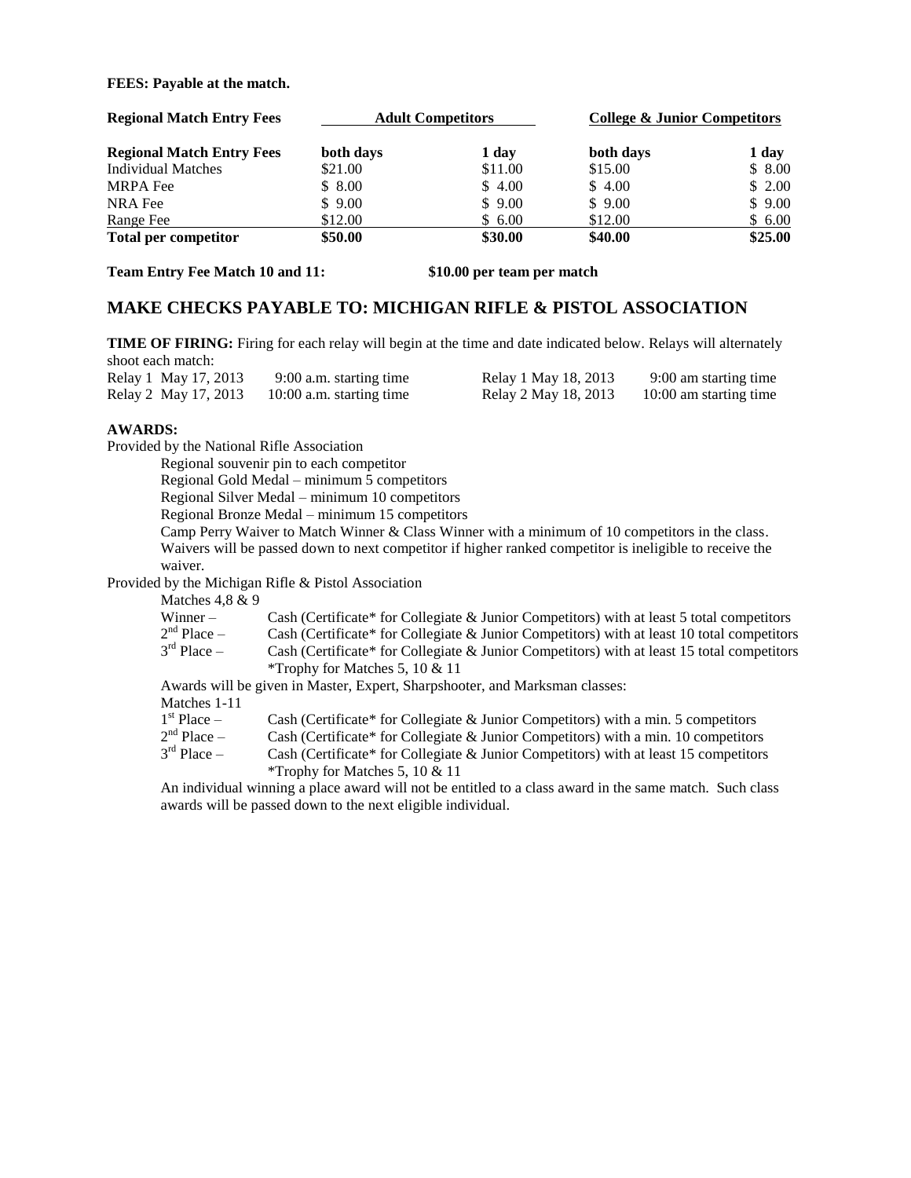**FEES: Payable at the match.**

| **Regional Match Entry Fees** | **Adult Competitors** | | **College & Junior Competitors** | |
|---|---|---|---|---|
| **Regional Match Entry Fees** | **both days** | **1 day** | **both days** | **1 day** |
| Individual Matches | $21.00 | $11.00 | $15.00 | $ 8.00 |
| MRPA Fee | $ 8.00 | $ 4.00 | $ 4.00 | $ 2.00 |
| NRA Fee | $ 9.00 | $ 9.00 | $ 9.00 | $ 9.00 |
| Range Fee | $12.00 | $ 6.00 | $12.00 | $ 6.00 |
| **Total per competitor** | **$50.00** | **$30.00** | **$40.00** | **$25.00** |

**Team Entry Fee Match 10 and 11:** **$10.00 per team per match**

## MAKE CHECKS PAYABLE TO: MICHIGAN RIFLE & PISTOL ASSOCIATION

**TIME OF FIRING:** Firing for each relay will begin at the time and date indicated below. Relays will alternately shoot each match:

| | | | |
|---|---|---|---|
| Relay 1 May 17, 2013 | 9:00 a.m. starting time | Relay 1 May 18, 2013 | 9:00 am starting time |
| Relay 2 May 17, 2013 | 10:00 a.m. starting time | Relay 2 May 18, 2013 | 10:00 am starting time |

**AWARDS:**

Provided by the National Rifle Association

- Regional souvenir pin to each competitor
- Regional Gold Medal – minimum 5 competitors
- Regional Silver Medal – minimum 10 competitors
- Regional Bronze Medal – minimum 15 competitors
- Camp Perry Waiver to Match Winner & Class Winner with a minimum of 10 competitors in the class. Waivers will be passed down to next competitor if higher ranked competitor is ineligible to receive the waiver.

Provided by the Michigan Rifle & Pistol Association

Matches 4,8 & 9

- Winner – Cash (Certificate* for Collegiate & Junior Competitors) with at least 5 total competitors
- 2nd Place – Cash (Certificate* for Collegiate & Junior Competitors) with at least 10 total competitors
- 3rd Place – Cash (Certificate* for Collegiate & Junior Competitors) with at least 15 total competitors
  *Trophy for Matches 5, 10 & 11

Awards will be given in Master, Expert, Sharpshooter, and Marksman classes:

Matches 1-11

- 1st Place – Cash (Certificate* for Collegiate & Junior Competitors) with a min. 5 competitors
- 2nd Place – Cash (Certificate* for Collegiate & Junior Competitors) with a min. 10 competitors
- 3rd Place – Cash (Certificate* for Collegiate & Junior Competitors) with at least 15 competitors
  *Trophy for Matches 5, 10 & 11

An individual winning a place award will not be entitled to a class award in the same match. Such class awards will be passed down to the next eligible individual.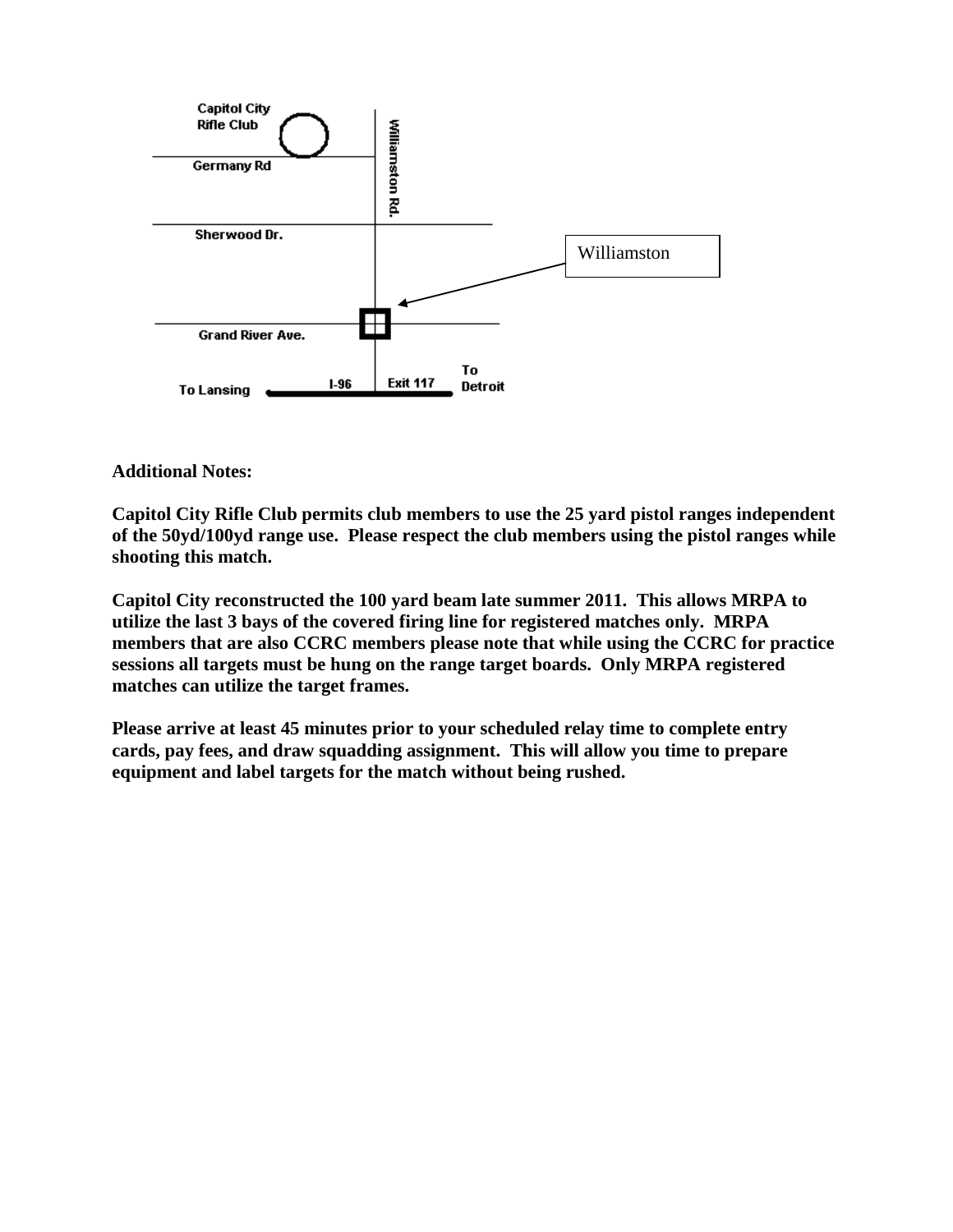Capitol City Rifle Club

Germany Rd

Williamston Rd.

Sherwood Dr.

Williamston

Grand River Ave.

To Lansing I-96 Exit 117 To Detroit

**Additional Notes:**

**Capitol City Rifle Club permits club members to use the 25 yard pistol ranges independent of the 50yd/100yd range use. Please respect the club members using the pistol ranges while shooting this match.**

**Capitol City reconstructed the 100 yard beam late summer 2011. This allows MRPA to utilize the last 3 bays of the covered firing line for registered matches only. MRPA members that are also CCRC members please note that while using the CCRC for practice sessions all targets must be hung on the range target boards. Only MRPA registered matches can utilize the target frames.**

**Please arrive at least 45 minutes prior to your scheduled relay time to complete entry cards, pay fees, and draw squadding assignment. This will allow you time to prepare equipment and label targets for the match without being rushed.**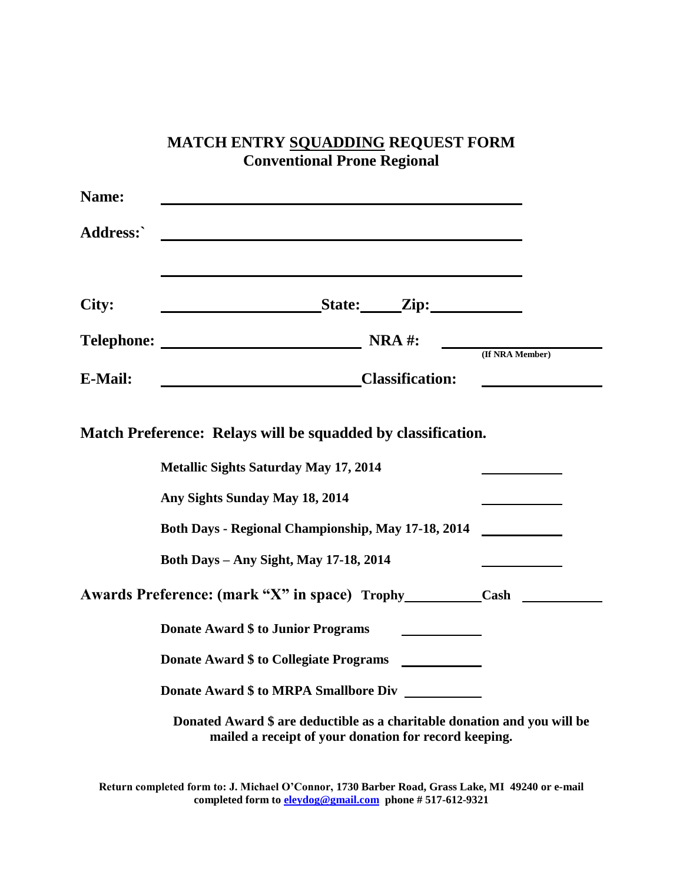# MATCH ENTRY <u>SQUADDING</u> REQUEST FORM
## Conventional Prone Regional

**Name:** ______________________________________________

**Address:`** ______________________________________________

______________________________________________

**City:** ____________________ **State:** _____ **Zip:** ___________

**Telephone:** ________________________ **NRA #:** ____________________ (If NRA Member)

**E-Mail:** ________________________ **Classification:** _______________

**Match Preference: Relays will be squadded by classification.**

**Metallic Sights Saturday May 17, 2014** ___________

**Any Sights Sunday May 18, 2014** ___________

**Both Days - Regional Championship, May 17-18, 2014** ___________

**Both Days – Any Sight, May 17-18, 2014** ___________

**Awards Preference: (mark "X" in space) Trophy** __________ **Cash** ___________

**Donate Award $ to Junior Programs** ___________

**Donate Award $ to Collegiate Programs** ___________

**Donate Award $ to MRPA Smallbore Div** ___________

**Donated Award $ are deductible as a charitable donation and you will be mailed a receipt of your donation for record keeping.**

**Return completed form to: J. Michael O'Connor, 1730 Barber Road, Grass Lake, MI 49240 or e-mail completed form to eleydog@gmail.com phone # 517-612-9321**